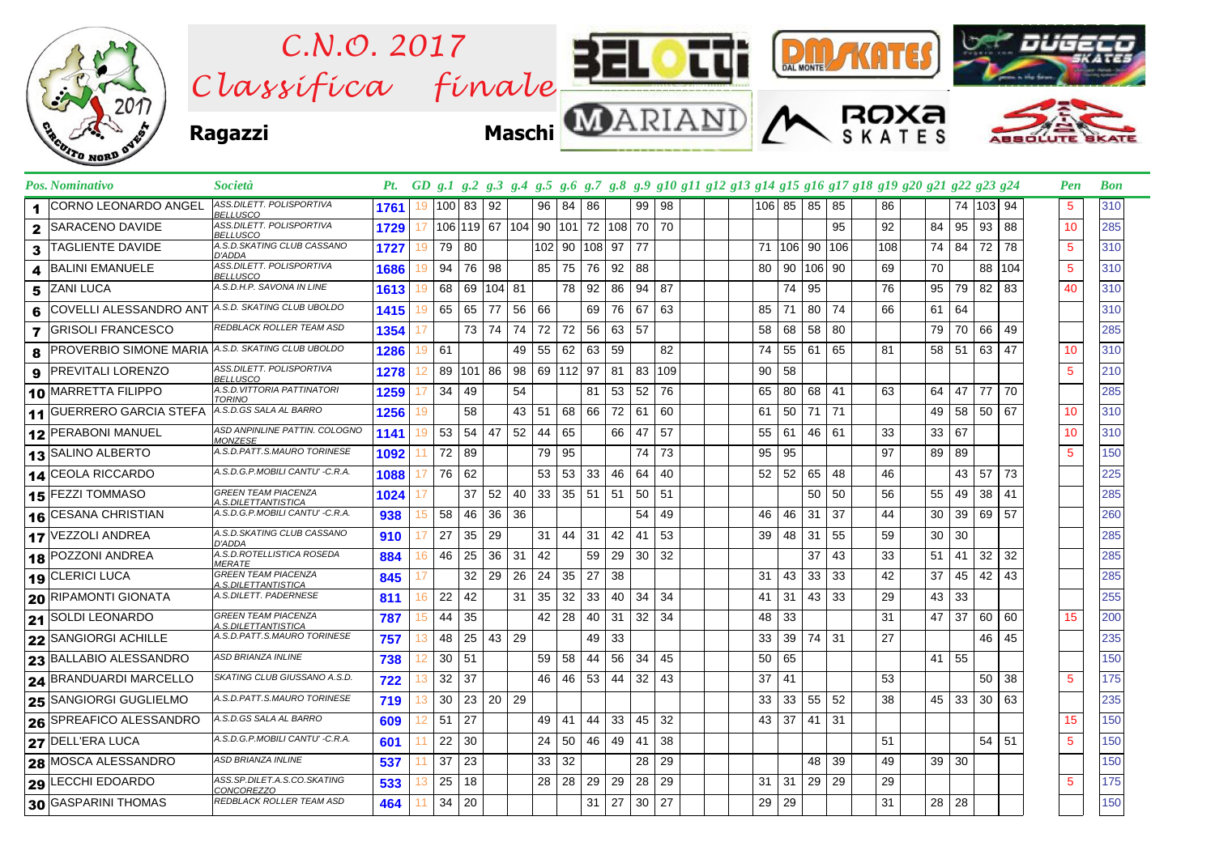# C.N.O. 2017 Classifica finale

**Ragazzi** **Maschi**

| Pos. | Nominativo | Società | Pt. | GD | g.1 | g.2 | g.3 | g.4 | g.5 | g.6 | g.7 | g.8 | g.9 | g.10 | g.11 | g.12 | g.13 | g.14 | g.15 | g.16 | g.17 | g.18 | g.19 | g.20 | g.21 | g.22 | g.23 | g.24 | Pen | Bon |
|---|---|---|---|---|---|---|---|---|---|---|---|---|---|---|---|---|---|---|---|---|---|---|---|---|---|---|---|---|---|---|
| 1 | CORNO LEONARDO ANGEL | ASS.DILETT. POLISPORTIVA BELLUSCO | 1761 | 19 | 100 | 83 | 92 | | 96 | 84 | 86 | | 99 | 98 | | | | 106 | 85 | 85 | 85 | | 86 | | | 74 | 103 | 94 | 5 | 310 |
| 2 | SARACENO DAVIDE | ASS.DILETT. POLISPORTIVA BELLUSCO | 1729 | 17 | 106 | 119 | 67 | 104 | 90 | 101 | 72 | 108 | 70 | 70 | | | | | | | 95 | | 92 | | 84 | 95 | 93 | 88 | 10 | 285 |
| 3 | TAGLIENTE DAVIDE | A.S.D.SKATING CLUB CASSANO D'ADDA | 1727 | 19 | 79 | 80 | | | 102 | 90 | 108 | 97 | 77 | | | | | 71 | 106 | 90 | 106 | | 108 | | 74 | 84 | 72 | 78 | 5 | 310 |
| 4 | BALINI EMANUELE | ASS.DILETT. POLISPORTIVA BELLUSCO | 1686 | 19 | 94 | 76 | 98 | | 85 | 75 | 76 | 92 | 88 | | | | | 80 | 90 | 106 | 90 | | 69 | | 70 | | 88 | 104 | 5 | 310 |
| 5 | ZANI LUCA | A.S.D.H.P. SAVONA IN LINE | 1613 | 19 | 68 | 69 | 104 | 81 | | 78 | 92 | 86 | 94 | 87 | | | | | 74 | 95 | | | 76 | | 95 | 79 | 82 | 83 | 40 | 310 |
| 6 | COVELLI ALESSANDRO ANT | A.S.D. SKATING CLUB UBOLDO | 1415 | 19 | 65 | 65 | 77 | 56 | 66 | | 69 | 76 | 67 | 63 | | | | 85 | 71 | 80 | 74 | | 66 | | 61 | 64 | | | | 310 |
| 7 | GRISOLI FRANCESCO | REDBLACK ROLLER TEAM ASD | 1354 | 17 | | 73 | 74 | 74 | 72 | 72 | 56 | 63 | 57 | | | | | 58 | 68 | 58 | 80 | | | | 79 | 70 | 66 | 49 | | 285 |
| 8 | PROVERBIO SIMONE MARIA | A.S.D. SKATING CLUB UBOLDO | 1286 | 19 | 61 | | | 49 | 55 | 62 | 63 | 59 | | 82 | | | | 74 | 55 | 61 | 65 | | 81 | | 58 | 51 | 63 | 47 | 10 | 310 |
| 9 | PREVITALI LORENZO | ASS.DILETT. POLISPORTIVA BELLUSCO | 1278 | 12 | 89 | 101 | 86 | 98 | 69 | 112 | 97 | 81 | 83 | 109 | | | | 90 | 58 | | | | | | | | | | 5 | 210 |
| 10 | MARRETTA FILIPPO | A.S.D.VITTORIA PATTINATORI TORINO | 1259 | 17 | 34 | 49 | | 54 | | | 81 | 53 | 52 | 76 | | | | 65 | 80 | 68 | 41 | | 63 | | 64 | 47 | 77 | 70 | | 285 |
| 11 | GUERRERO GARCIA STEFA | A.S.D.GS SALA AL BARRO | 1256 | 19 | | 58 | | 43 | 51 | 68 | 66 | 72 | 61 | 60 | | | | 61 | 50 | 71 | 71 | | | | 49 | 58 | 50 | 67 | 10 | 310 |
| 12 | PERABONI MANUEL | ASD ANPINLINE PATTIN. COLOGNO MONZESE | 1141 | 19 | 53 | 54 | 47 | 52 | 44 | 65 | | 66 | 47 | 57 | | | | 55 | 61 | 46 | 61 | | 33 | | 33 | 67 | | | 10 | 310 |
| 13 | SALINO ALBERTO | A.S.D.PATT.S.MAURO TORINESE | 1092 | 11 | 72 | 89 | | | 79 | 95 | | | 74 | 73 | | | | 95 | 95 | | | | 97 | | 89 | 89 | | | 5 | 150 |
| 14 | CEOLA RICCARDO | A.S.D.G.P.MOBILI CANTU' -C.R.A. | 1088 | 17 | 76 | 62 | | | 53 | 53 | 33 | 46 | 64 | 40 | | | | 52 | 52 | 65 | 48 | | 46 | | | 43 | 57 | 73 | | 225 |
| 15 | FEZZI TOMMASO | GREEN TEAM PIACENZA A.S.DILETTANTISTICA | 1024 | 17 | | 37 | 52 | 40 | 33 | 35 | 51 | 51 | 50 | 51 | | | | | | 50 | 50 | | 56 | | 55 | 49 | 38 | 41 | | 285 |
| 16 | CESANA CHRISTIAN | A.S.D.G.P.MOBILI CANTU' -C.R.A. | 938 | 15 | 58 | 46 | 36 | 36 | | | | | 54 | 49 | | | | 46 | 46 | 31 | 37 | | 44 | | 30 | 39 | 69 | 57 | | 260 |
| 17 | VEZZOLI ANDREA | A.S.D.SKATING CLUB CASSANO D'ADDA | 910 | 17 | 27 | 35 | 29 | | 31 | 44 | 31 | 42 | 41 | 53 | | | | 39 | 48 | 31 | 55 | | 59 | | 30 | 30 | | | | 285 |
| 18 | POZZONI ANDREA | A.S.D.ROTELLISTICA ROSEDA MERATE | 884 | 16 | 46 | 25 | 36 | 31 | 42 | | 59 | 29 | 30 | 32 | | | | | | 37 | 43 | | 33 | | 51 | 41 | 32 | 32 | | 285 |
| 19 | CLERICI LUCA | GREEN TEAM PIACENZA A.S.DILETTANTISTICA | 845 | 17 | | 32 | 29 | 26 | 24 | 35 | 27 | 38 | | | | | | 31 | 43 | 33 | 33 | | 42 | | 37 | 45 | 42 | 43 | | 285 |
| 20 | RIPAMONTI GIONATA | A.S.DILETT. PADERNESE | 811 | 16 | 22 | 42 | | 31 | 35 | 32 | 33 | 40 | 34 | 34 | | | | 41 | 31 | 43 | 33 | | 29 | | 43 | 33 | | | | 255 |
| 21 | SOLDI LEONARDO | GREEN TEAM PIACENZA A.S.DILETTANTISTICA | 787 | 15 | 44 | 35 | | | 42 | 28 | 40 | 31 | 32 | 34 | | | | 48 | 33 | | | | 31 | | 47 | 37 | 60 | 60 | 15 | 200 |
| 22 | SANGIORGI ACHILLE | A.S.D.PATT.S.MAURO TORINESE | 757 | 13 | 48 | 25 | 43 | 29 | | | | 49 | 33 | | | | | 33 | 39 | 74 | 31 | | 27 | | | | 46 | 45 | | 235 |
| 23 | BALLABIO ALESSANDRO | ASD BRIANZA INLINE | 738 | 12 | 30 | 51 | | | 59 | 58 | 44 | 56 | 34 | 45 | | | | 50 | 65 | | | | | | 41 | 55 | | | | 150 |
| 24 | BRANDUARDI MARCELLO | SKATING CLUB GIUSSANO A.S.D. | 722 | 13 | 32 | 37 | | | 46 | 46 | 53 | 44 | 32 | 43 | | | | 37 | 41 | | | | 53 | | | | 50 | 38 | 5 | 175 |
| 25 | SANGIORGI GUGLIELMO | A.S.D.PATT.S.MAURO TORINESE | 719 | 13 | 30 | 23 | 20 | 29 | | | | | | | | | | 33 | 33 | 55 | 52 | | 38 | | 45 | 33 | 30 | 63 | | 235 |
| 26 | SPREAFICO ALESSANDRO | A.S.D.GS SALA AL BARRO | 609 | 12 | 51 | 27 | | | 49 | 41 | 44 | 33 | 45 | 32 | | | | 43 | 37 | 41 | 31 | | | | | | | | 15 | 150 |
| 27 | DELL'ERA LUCA | A.S.D.G.P.MOBILI CANTU' -C.R.A. | 601 | 11 | 22 | 30 | | | 24 | 50 | 46 | 49 | 41 | 38 | | | | | | | | | 51 | | | | 54 | 51 | 5 | 150 |
| 28 | MOSCA ALESSANDRO | ASD BRIANZA INLINE | 537 | 11 | 37 | 23 | | | 33 | 32 | | | 28 | 29 | | | | | | 48 | 39 | | 49 | | 39 | 30 | | | | 150 |
| 29 | LECCHI EDOARDO | ASS.SP.DILET.A.S.CO.SKATING CONCOREZZO | 533 | 13 | 25 | 18 | | | 28 | 28 | 29 | 29 | 28 | 29 | | | | 31 | 31 | 29 | 29 | | 29 | | | | | | 5 | 175 |
| 30 | GASPARINI THOMAS | REDBLACK ROLLER TEAM ASD | 464 | 11 | 34 | 20 | | | | | 31 | 27 | 30 | 27 | | | | 29 | 29 | | | | 31 | | 28 | 28 | | | | 150 |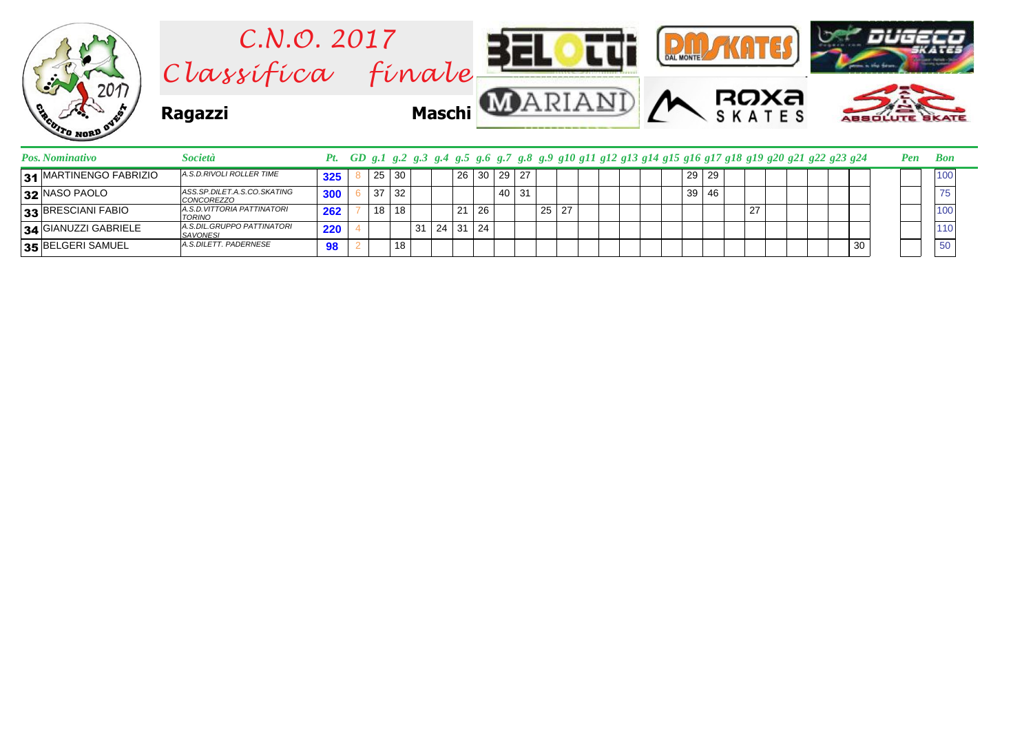# C.N.O. 2017
# Classifica finale

**Ragazzi** **Maschi**

| Pos. | Nominativo | Società | Pt. | GD | g.1 | g.2 | g.3 | g.4 | g.5 | g.6 | g.7 | g.8 | g.9 | g10 | g11 | g12 | g13 | g14 | g15 | g16 | g17 | g18 | g19 | g20 | g21 | g22 | g23 | g24 | Pen | Bon |
|---|---|---|---|---|---|---|---|---|---|---|---|---|---|---|---|---|---|---|---|---|---|---|---|---|---|---|---|---|---|---|
| 31 | MARTINENGO FABRIZIO | A.S.D.RIVOLI ROLLER TIME | 325 | 8 | 25 | 30 | | | 26 | 30 | 29 | 27 | | | | | | | | 29 | 29 | | | | | | | | | 100 |
| 32 | NASO PAOLO | ASS.SP.DILET.A.S.CO.SKATING CONCOREZZO | 300 | 6 | 37 | 32 | | | | | 40 | 31 | | | | | | | | 39 | 46 | | | | | | | | | 75 |
| 33 | BRESCIANI FABIO | A.S.D.VITTORIA PATTINATORI TORINO | 262 | 7 | 18 | 18 | | | 21 | 26 | | | 25 | 27 | | | | | | | | | 27 | | | | | | | 100 |
| 34 | GIANUZZI GABRIELE | A.S.DIL.GRUPPO PATTINATORI SAVONESI | 220 | 4 | | | 31 | 24 | 31 | 24 | | | | | | | | | | | | | | | | | | | | 110 |
| 35 | BELGERI SAMUEL | A.S.DILETT. PADERNESE | 98 | 2 | | 18 | | | | | | | | | | | | | | | | | | | | | | 30 | | 50 |